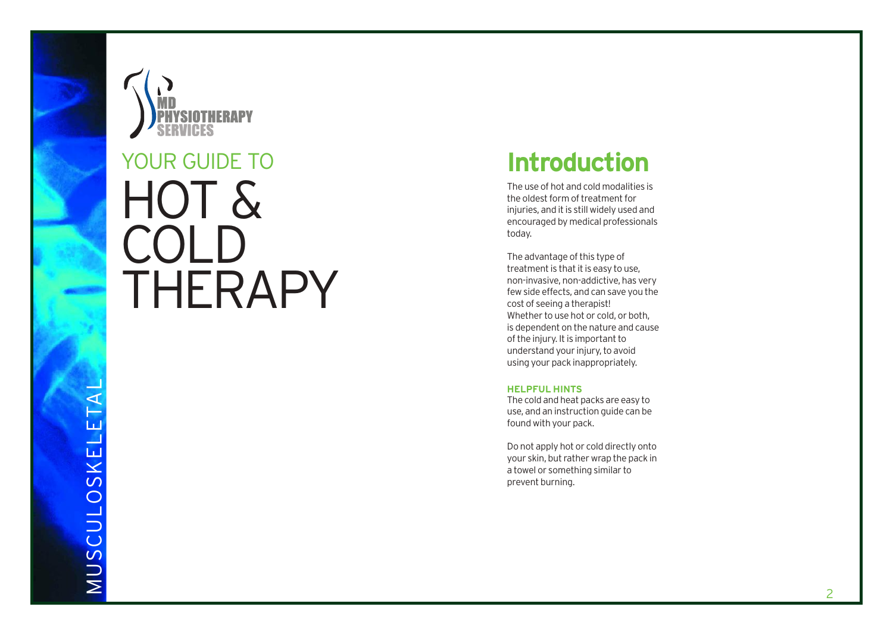MD PHYSIOTHERAPY SERVICES

MUSCULOSKELETAL

# YOUR GUIDE TO HOT & COLD THERAPY

## Introduction

The use of hot and cold modalities is the oldest form of treatment for injuries, and it is still widely used and encouraged by medical professionals today.

The advantage of this type of treatment is that it is easy to use, non-invasive, non-addictive, has very few side effects, and can save you the cost of seeing a therapist! Whether to use hot or cold, or both, is dependent on the nature and cause of the injury. It is important to understand your injury, to avoid using your pack inappropriately.

**HELPFUL HINTS**

The cold and heat packs are easy to use, and an instruction guide can be found with your pack.

Do not apply hot or cold directly onto your skin, but rather wrap the pack in a towel or something similar to prevent burning.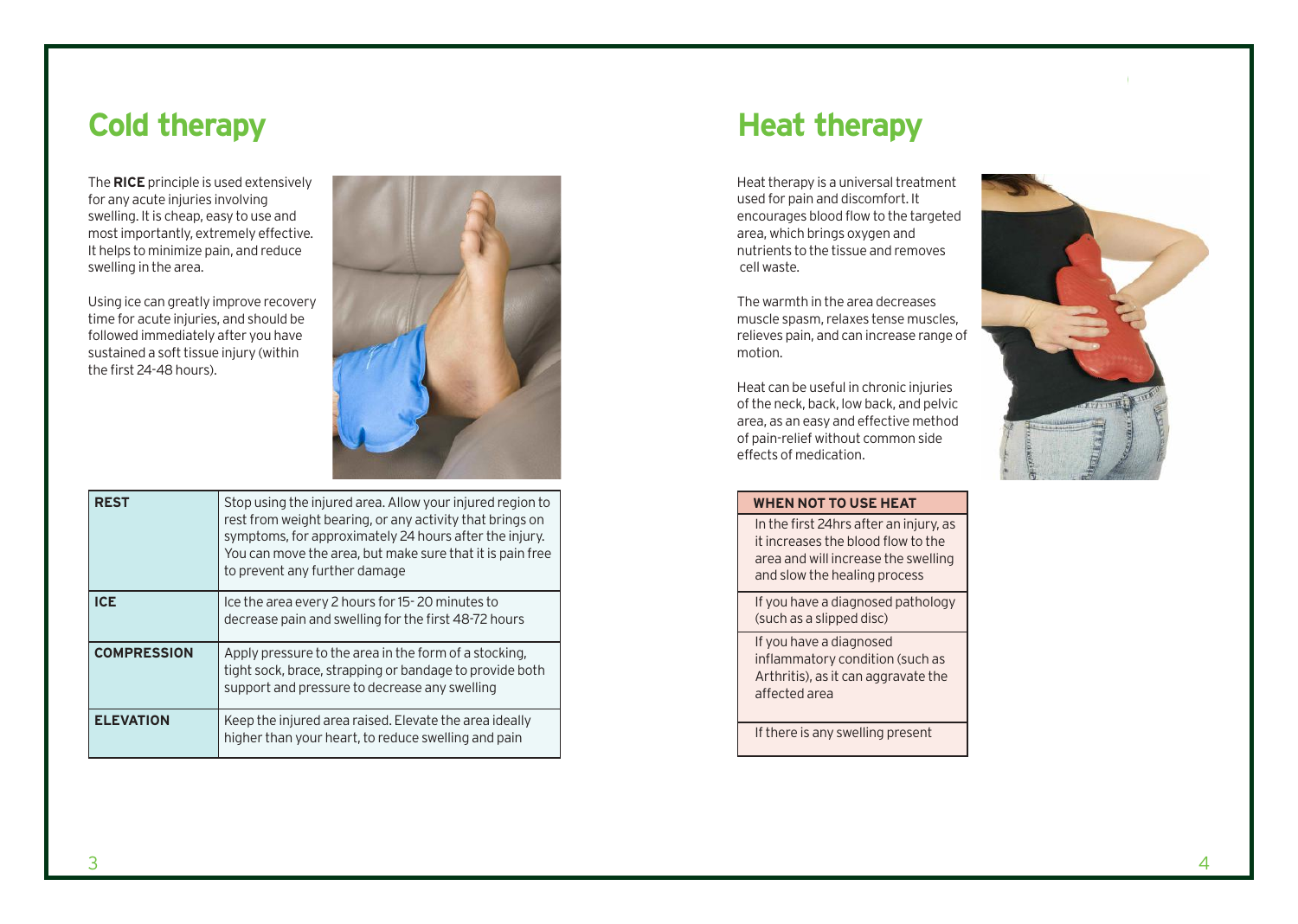## Cold therapy

The **RICE** principle is used extensively for any acute injuries involving swelling. It is cheap, easy to use and most importantly, extremely effective. It helps to minimize pain, and reduce swelling in the area.

Using ice can greatly improve recovery time for acute injuries, and should be followed immediately after you have sustained a soft tissue injury (within the first 24-48 hours).

| | |
|---|---|
| **REST** | Stop using the injured area. Allow your injured region to rest from weight bearing, or any activity that brings on symptoms, for approximately 24 hours after the injury. You can move the area, but make sure that it is pain free to prevent any further damage |
| **ICE** | Ice the area every 2 hours for 15- 20 minutes to decrease pain and swelling for the first 48-72 hours |
| **COMPRESSION** | Apply pressure to the area in the form of a stocking, tight sock, brace, strapping or bandage to provide both support and pressure to decrease any swelling |
| **ELEVATION** | Keep the injured area raised. Elevate the area ideally higher than your heart, to reduce swelling and pain |

## Heat therapy

Heat therapy is a universal treatment used for pain and discomfort. It encourages blood flow to the targeted area, which brings oxygen and nutrients to the tissue and removes cell waste.

The warmth in the area decreases muscle spasm, relaxes tense muscles, relieves pain, and can increase range of motion.

Heat can be useful in chronic injuries of the neck, back, low back, and pelvic area, as an easy and effective method of pain-relief without common side effects of medication.

| WHEN NOT TO USE HEAT |
|---|
| In the first 24hrs after an injury, as it increases the blood flow to the area and will increase the swelling and slow the healing process |
| If you have a diagnosed pathology (such as a slipped disc) |
| If you have a diagnosed inflammatory condition (such as Arthritis), as it can aggravate the affected area |
| If there is any swelling present |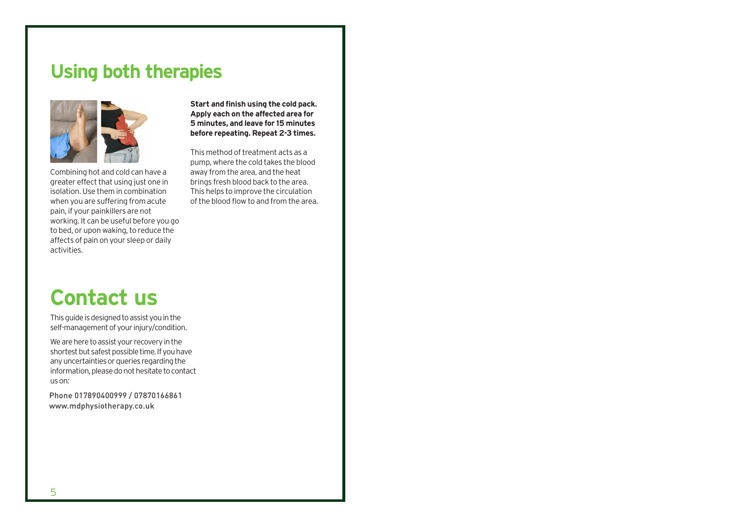## Using both therapies

Combining hot and cold can have a greater effect that using just one in isolation. Use them in combination when you are suffering from acute pain, if your painkillers are not working. It can be useful before you go to bed, or upon waking, to reduce the affects of pain on your sleep or daily activities.

**Start and finish using the cold pack. Apply each on the affected area for 5 minutes, and leave for 15 minutes before repeating. Repeat 2-3 times.**

This method of treatment acts as a pump, where the cold takes the blood away from the area, and the heat brings fresh blood back to the area. This helps to improve the circulation of the blood flow to and from the area.

# Contact us

This guide is designed to assist you in the self-management of your injury/condition.

We are here to assist your recovery in the shortest but safest possible time. If you have any uncertainties or queries regarding the information, please do not hesitate to contact us on:

Phone 017890400999 / 07870166861
www.mdphysiotherapy.co.uk